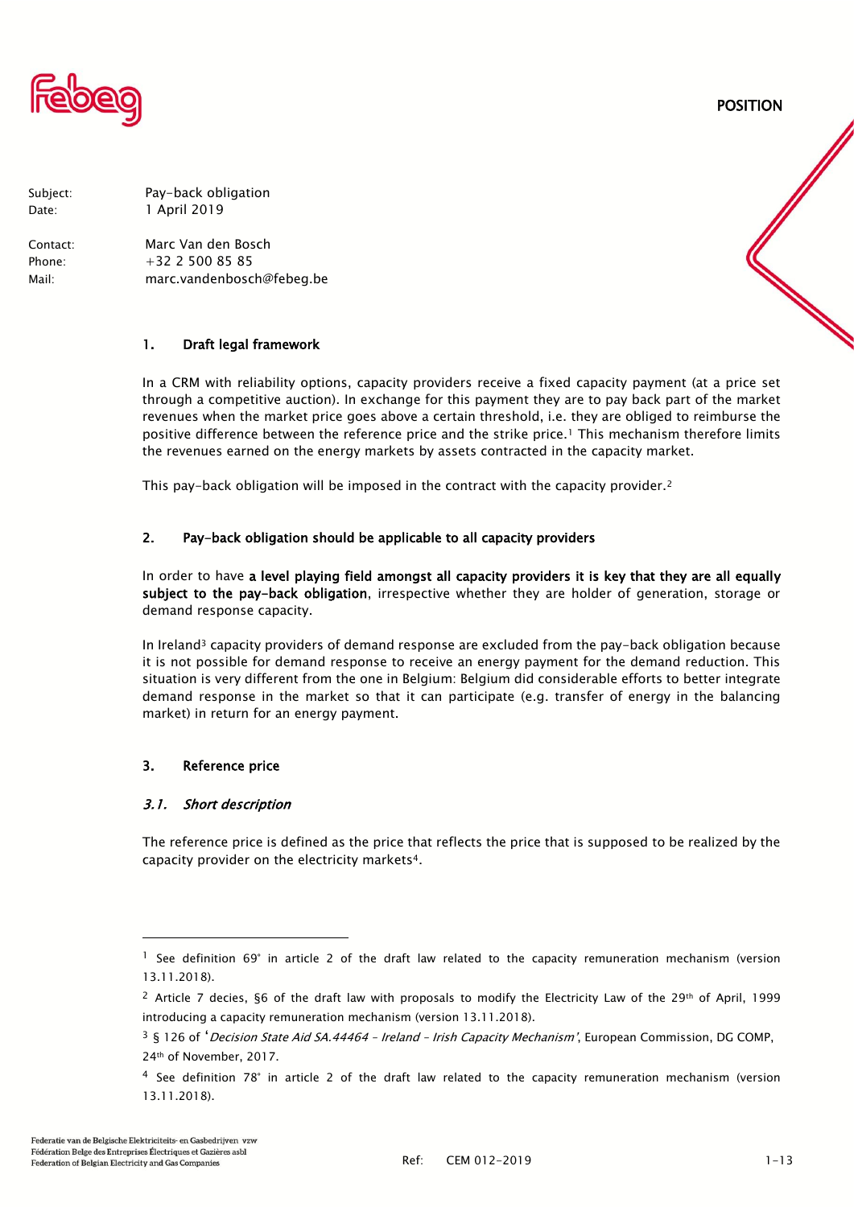POSITION

| | |
|---|---|
| Subject: | Pay-back obligation |
| Date: | 1 April 2019 |
| Contact: | Marc Van den Bosch |
| Phone: | +32 2 500 85 85 |
| Mail: | marc.vandenbosch@febeg.be |

## 1. Draft legal framework

In a CRM with reliability options, capacity providers receive a fixed capacity payment (at a price set through a competitive auction). In exchange for this payment they are to pay back part of the market revenues when the market price goes above a certain threshold, i.e. they are obliged to reimburse the positive difference between the reference price and the strike price.[1] This mechanism therefore limits the revenues earned on the energy markets by assets contracted in the capacity market.

This pay-back obligation will be imposed in the contract with the capacity provider.[2]

## 2. Pay-back obligation should be applicable to all capacity providers

In order to have **a level playing field amongst all capacity providers it is key that they are all equally subject to the pay-back obligation**, irrespective whether they are holder of generation, storage or demand response capacity.

In Ireland[3] capacity providers of demand response are excluded from the pay-back obligation because it is not possible for demand response to receive an energy payment for the demand reduction. This situation is very different from the one in Belgium: Belgium did considerable efforts to better integrate demand response in the market so that it can participate (e.g. transfer of energy in the balancing market) in return for an energy payment.

## 3. Reference price

### *3.1. Short description*

The reference price is defined as the price that reflects the price that is supposed to be realized by the capacity provider on the electricity markets[4].

---

[1] See definition 69° in article 2 of the draft law related to the capacity remuneration mechanism (version 13.11.2018).

[2] Article 7 decies, §6 of the draft law with proposals to modify the Electricity Law of the 29th of April, 1999 introducing a capacity remuneration mechanism (version 13.11.2018).

[3] § 126 of '*Decision State Aid SA.44464 – Ireland – Irish Capacity Mechanism*', European Commission, DG COMP, 24th of November, 2017.

[4] See definition 78° in article 2 of the draft law related to the capacity remuneration mechanism (version 13.11.2018).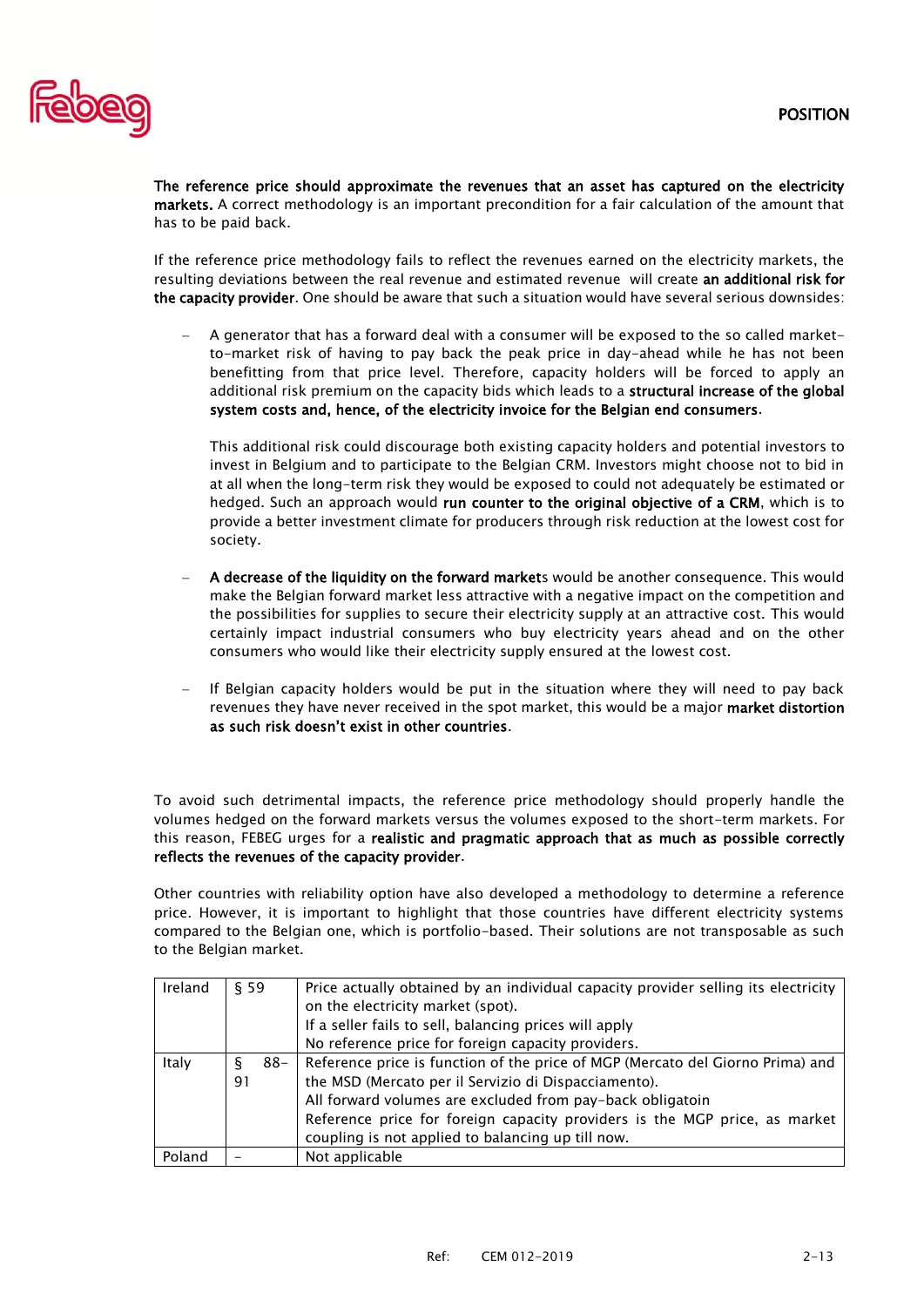**The reference price should approximate the revenues that an asset has captured on the electricity markets.** A correct methodology is an important precondition for a fair calculation of the amount that has to be paid back.

If the reference price methodology fails to reflect the revenues earned on the electricity markets, the resulting deviations between the real revenue and estimated revenue will create **an additional risk for the capacity provider**. One should be aware that such a situation would have several serious downsides:

- A generator that has a forward deal with a consumer will be exposed to the so called market-to-market risk of having to pay back the peak price in day-ahead while he has not been benefitting from that price level. Therefore, capacity holders will be forced to apply an additional risk premium on the capacity bids which leads to a **structural increase of the global system costs and, hence, of the electricity invoice for the Belgian end consumers**.

  This additional risk could discourage both existing capacity holders and potential investors to invest in Belgium and to participate to the Belgian CRM. Investors might choose not to bid in at all when the long-term risk they would be exposed to could not adequately be estimated or hedged. Such an approach would **run counter to the original objective of a CRM**, which is to provide a better investment climate for producers through risk reduction at the lowest cost for society.

- **A decrease of the liquidity on the forward market**s would be another consequence. This would make the Belgian forward market less attractive with a negative impact on the competition and the possibilities for supplies to secure their electricity supply at an attractive cost. This would certainly impact industrial consumers who buy electricity years ahead and on the other consumers who would like their electricity supply ensured at the lowest cost.

- If Belgian capacity holders would be put in the situation where they will need to pay back revenues they have never received in the spot market, this would be a major **market distortion as such risk doesn't exist in other countries**.

To avoid such detrimental impacts, the reference price methodology should properly handle the volumes hedged on the forward markets versus the volumes exposed to the short-term markets. For this reason, FEBEG urges for a **realistic and pragmatic approach that as much as possible correctly reflects the revenues of the capacity provider**.

Other countries with reliability option have also developed a methodology to determine a reference price. However, it is important to highlight that those countries have different electricity systems compared to the Belgian one, which is portfolio-based. Their solutions are not transposable as such to the Belgian market.

| | | |
|---|---|---|
| Ireland | § 59 | Price actually obtained by an individual capacity provider selling its electricity on the electricity market (spot).<br>If a seller fails to sell, balancing prices will apply<br>No reference price for foreign capacity providers. |
| Italy | § 88-91 | Reference price is function of the price of MGP (Mercato del Giorno Prima) and the MSD (Mercato per il Servizio di Dispacciamento).<br>All forward volumes are excluded from pay-back obligatoin<br>Reference price for foreign capacity providers is the MGP price, as market coupling is not applied to balancing up till now. |
| Poland | - | Not applicable |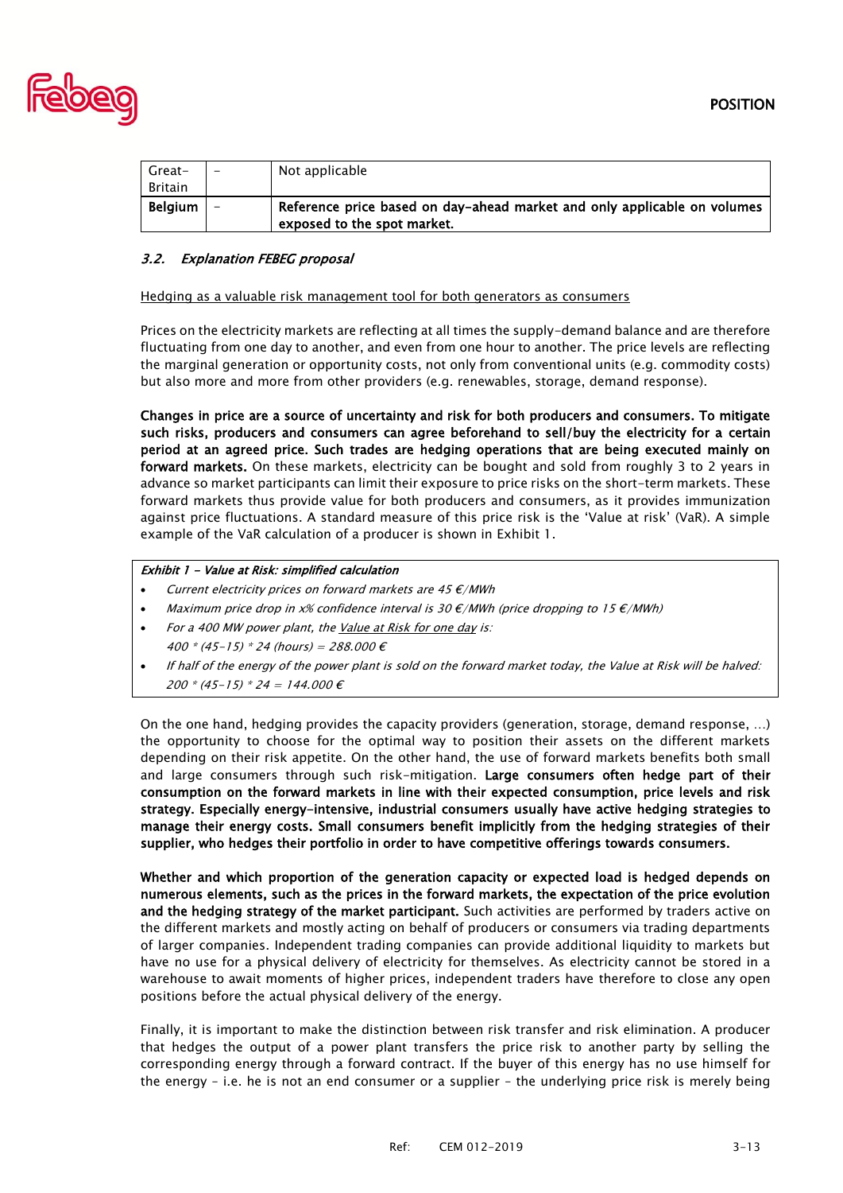| Great-Britain | – | Not applicable |
|---|---|---|
| **Belgium** | – | **Reference price based on day-ahead market and only applicable on volumes exposed to the spot market.** |

### *3.2. Explanation FEBEG proposal*

Hedging as a valuable risk management tool for both generators as consumers

Prices on the electricity markets are reflecting at all times the supply-demand balance and are therefore fluctuating from one day to another, and even from one hour to another. The price levels are reflecting the marginal generation or opportunity costs, not only from conventional units (e.g. commodity costs) but also more and more from other providers (e.g. renewables, storage, demand response).

**Changes in price are a source of uncertainty and risk for both producers and consumers. To mitigate such risks, producers and consumers can agree beforehand to sell/buy the electricity for a certain period at an agreed price. Such trades are hedging operations that are being executed mainly on forward markets.** On these markets, electricity can be bought and sold from roughly 3 to 2 years in advance so market participants can limit their exposure to price risks on the short-term markets. These forward markets thus provide value for both producers and consumers, as it provides immunization against price fluctuations. A standard measure of this price risk is the 'Value at risk' (VaR). A simple example of the VaR calculation of a producer is shown in Exhibit 1.

***Exhibit 1 - Value at Risk: simplified calculation***

- *Current electricity prices on forward markets are 45 €/MWh*
- *Maximum price drop in x% confidence interval is 30 €/MWh (price dropping to 15 €/MWh)*
- *For a 400 MW power plant, the Value at Risk for one day is:*
  *400 * (45-15) * 24 (hours) = 288.000 €*
- *If half of the energy of the power plant is sold on the forward market today, the Value at Risk will be halved:*
  *200 * (45-15) * 24 = 144.000 €*

On the one hand, hedging provides the capacity providers (generation, storage, demand response, …) the opportunity to choose for the optimal way to position their assets on the different markets depending on their risk appetite. On the other hand, the use of forward markets benefits both small and large consumers through such risk-mitigation. **Large consumers often hedge part of their consumption on the forward markets in line with their expected consumption, price levels and risk strategy. Especially energy-intensive, industrial consumers usually have active hedging strategies to manage their energy costs. Small consumers benefit implicitly from the hedging strategies of their supplier, who hedges their portfolio in order to have competitive offerings towards consumers.**

**Whether and which proportion of the generation capacity or expected load is hedged depends on numerous elements, such as the prices in the forward markets, the expectation of the price evolution and the hedging strategy of the market participant.** Such activities are performed by traders active on the different markets and mostly acting on behalf of producers or consumers via trading departments of larger companies. Independent trading companies can provide additional liquidity to markets but have no use for a physical delivery of electricity for themselves. As electricity cannot be stored in a warehouse to await moments of higher prices, independent traders have therefore to close any open positions before the actual physical delivery of the energy.

Finally, it is important to make the distinction between risk transfer and risk elimination. A producer that hedges the output of a power plant transfers the price risk to another party by selling the corresponding energy through a forward contract. If the buyer of this energy has no use himself for the energy – i.e. he is not an end consumer or a supplier – the underlying price risk is merely being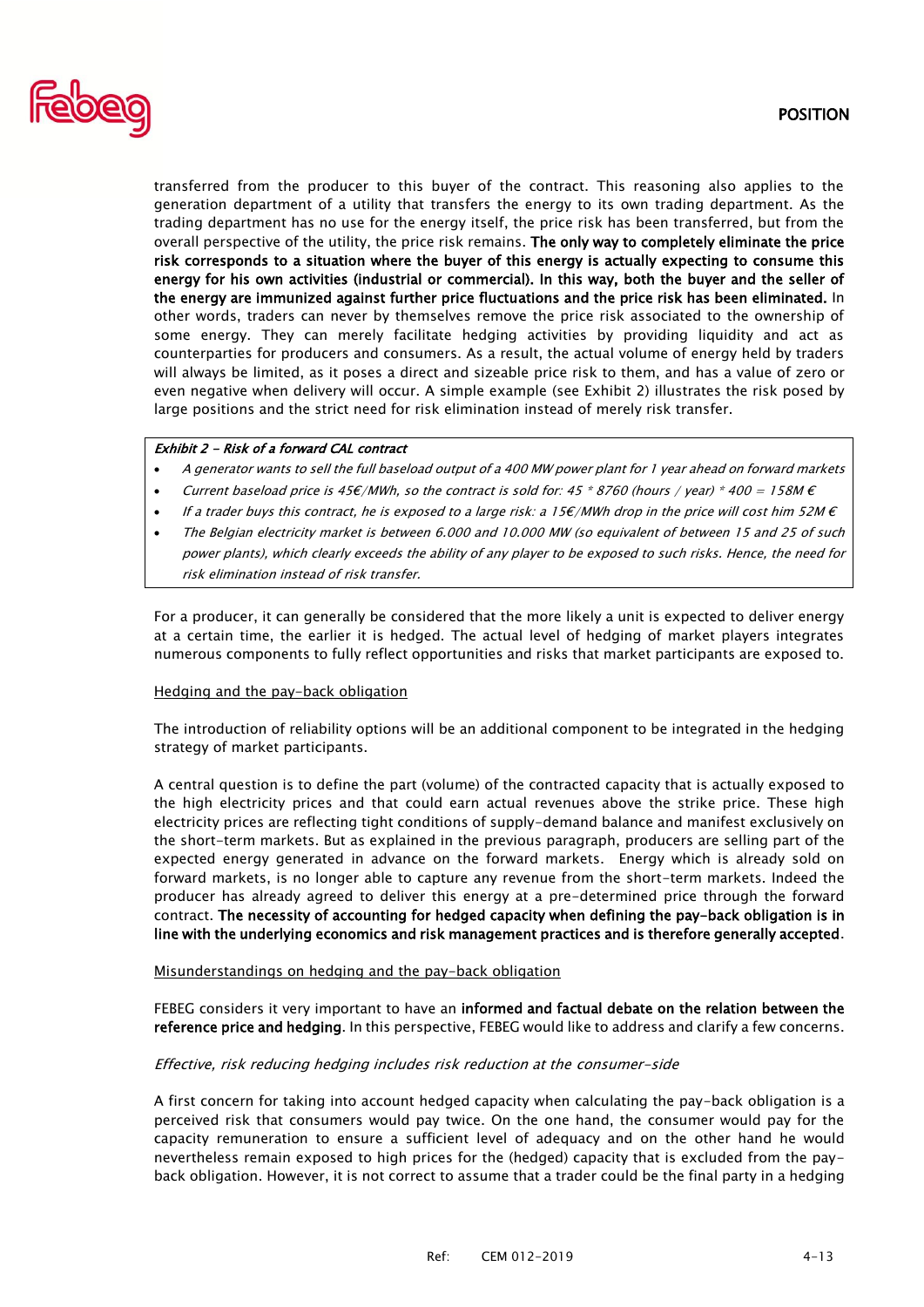transferred from the producer to this buyer of the contract. This reasoning also applies to the generation department of a utility that transfers the energy to its own trading department. As the trading department has no use for the energy itself, the price risk has been transferred, but from the overall perspective of the utility, the price risk remains. **The only way to completely eliminate the price risk corresponds to a situation where the buyer of this energy is actually expecting to consume this energy for his own activities (industrial or commercial). In this way, both the buyer and the seller of the energy are immunized against further price fluctuations and the price risk has been eliminated.** In other words, traders can never by themselves remove the price risk associated to the ownership of some energy. They can merely facilitate hedging activities by providing liquidity and act as counterparties for producers and consumers. As a result, the actual volume of energy held by traders will always be limited, as it poses a direct and sizeable price risk to them, and has a value of zero or even negative when delivery will occur. A simple example (see Exhibit 2) illustrates the risk posed by large positions and the strict need for risk elimination instead of merely risk transfer.

***Exhibit 2 – Risk of a forward CAL contract***

- *A generator wants to sell the full baseload output of a 400 MW power plant for 1 year ahead on forward markets*
- *Current baseload price is 45€/MWh, so the contract is sold for: 45 * 8760 (hours / year) * 400 = 158M €*
- *If a trader buys this contract, he is exposed to a large risk: a 15€/MWh drop in the price will cost him 52M €*
- *The Belgian electricity market is between 6.000 and 10.000 MW (so equivalent of between 15 and 25 of such power plants), which clearly exceeds the ability of any player to be exposed to such risks. Hence, the need for risk elimination instead of risk transfer.*

For a producer, it can generally be considered that the more likely a unit is expected to deliver energy at a certain time, the earlier it is hedged. The actual level of hedging of market players integrates numerous components to fully reflect opportunities and risks that market participants are exposed to.

<u>Hedging and the pay-back obligation</u>

The introduction of reliability options will be an additional component to be integrated in the hedging strategy of market participants.

A central question is to define the part (volume) of the contracted capacity that is actually exposed to the high electricity prices and that could earn actual revenues above the strike price. These high electricity prices are reflecting tight conditions of supply-demand balance and manifest exclusively on the short-term markets. But as explained in the previous paragraph, producers are selling part of the expected energy generated in advance on the forward markets. Energy which is already sold on forward markets, is no longer able to capture any revenue from the short-term markets. Indeed the producer has already agreed to deliver this energy at a pre-determined price through the forward contract. **The necessity of accounting for hedged capacity when defining the pay-back obligation is in line with the underlying economics and risk management practices and is therefore generally accepted**.

<u>Misunderstandings on hedging and the pay-back obligation</u>

FEBEG considers it very important to have an **informed and factual debate on the relation between the reference price and hedging**. In this perspective, FEBEG would like to address and clarify a few concerns.

*Effective, risk reducing hedging includes risk reduction at the consumer-side*

A first concern for taking into account hedged capacity when calculating the pay-back obligation is a perceived risk that consumers would pay twice. On the one hand, the consumer would pay for the capacity remuneration to ensure a sufficient level of adequacy and on the other hand he would nevertheless remain exposed to high prices for the (hedged) capacity that is excluded from the pay-back obligation. However, it is not correct to assume that a trader could be the final party in a hedging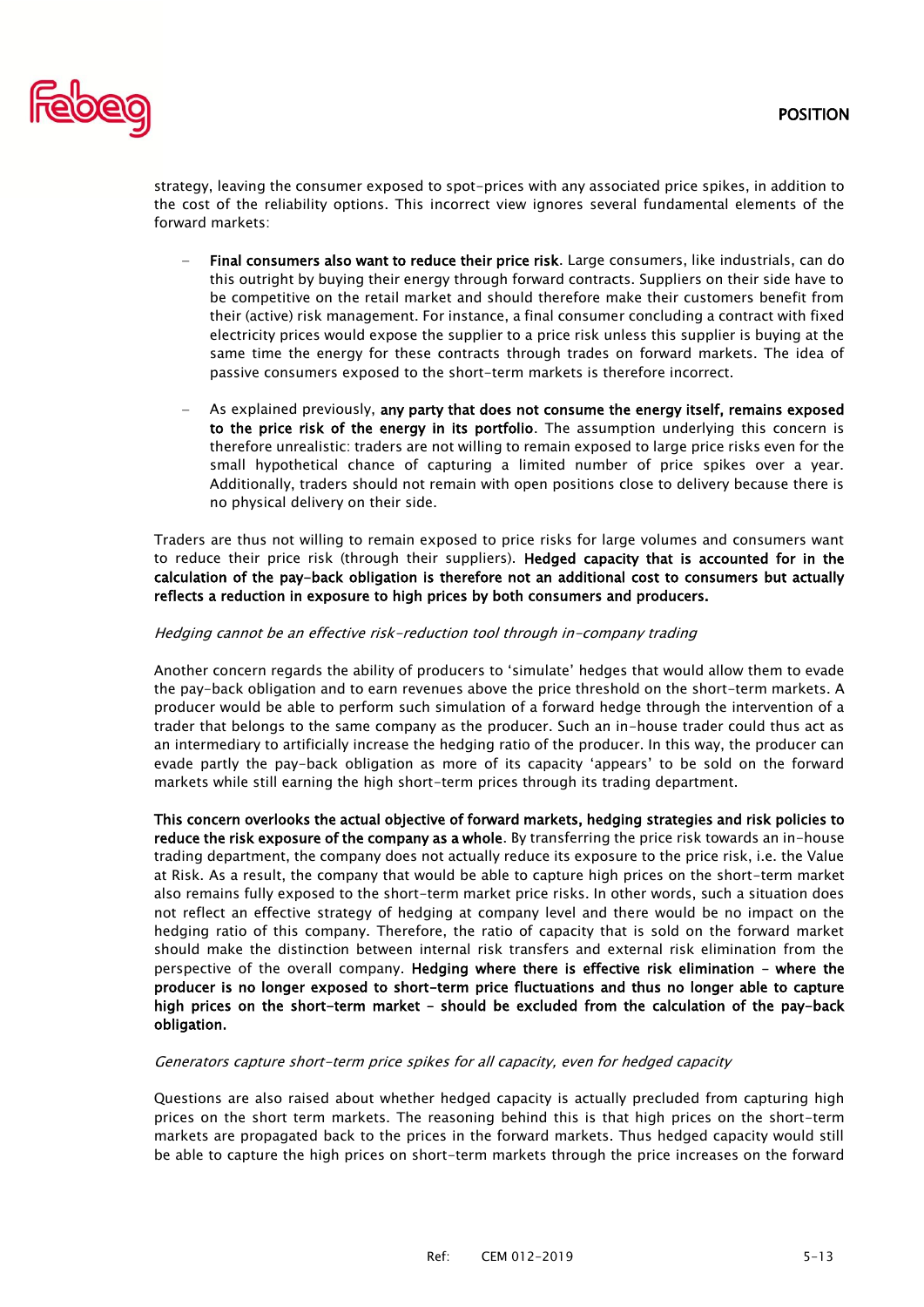strategy, leaving the consumer exposed to spot-prices with any associated price spikes, in addition to the cost of the reliability options. This incorrect view ignores several fundamental elements of the forward markets:

- **Final consumers also want to reduce their price risk**. Large consumers, like industrials, can do this outright by buying their energy through forward contracts. Suppliers on their side have to be competitive on the retail market and should therefore make their customers benefit from their (active) risk management. For instance, a final consumer concluding a contract with fixed electricity prices would expose the supplier to a price risk unless this supplier is buying at the same time the energy for these contracts through trades on forward markets. The idea of passive consumers exposed to the short-term markets is therefore incorrect.
- As explained previously, **any party that does not consume the energy itself, remains exposed to the price risk of the energy in its portfolio**. The assumption underlying this concern is therefore unrealistic: traders are not willing to remain exposed to large price risks even for the small hypothetical chance of capturing a limited number of price spikes over a year. Additionally, traders should not remain with open positions close to delivery because there is no physical delivery on their side.

Traders are thus not willing to remain exposed to price risks for large volumes and consumers want to reduce their price risk (through their suppliers). **Hedged capacity that is accounted for in the calculation of the pay-back obligation is therefore not an additional cost to consumers but actually reflects a reduction in exposure to high prices by both consumers and producers.**

*Hedging cannot be an effective risk-reduction tool through in-company trading*

Another concern regards the ability of producers to 'simulate' hedges that would allow them to evade the pay-back obligation and to earn revenues above the price threshold on the short-term markets. A producer would be able to perform such simulation of a forward hedge through the intervention of a trader that belongs to the same company as the producer. Such an in-house trader could thus act as an intermediary to artificially increase the hedging ratio of the producer. In this way, the producer can evade partly the pay-back obligation as more of its capacity 'appears' to be sold on the forward markets while still earning the high short-term prices through its trading department.

**This concern overlooks the actual objective of forward markets, hedging strategies and risk policies to reduce the risk exposure of the company as a whole**. By transferring the price risk towards an in-house trading department, the company does not actually reduce its exposure to the price risk, i.e. the Value at Risk. As a result, the company that would be able to capture high prices on the short-term market also remains fully exposed to the short-term market price risks. In other words, such a situation does not reflect an effective strategy of hedging at company level and there would be no impact on the hedging ratio of this company. Therefore, the ratio of capacity that is sold on the forward market should make the distinction between internal risk transfers and external risk elimination from the perspective of the overall company. **Hedging where there is effective risk elimination – where the producer is no longer exposed to short-term price fluctuations and thus no longer able to capture high prices on the short-term market – should be excluded from the calculation of the pay-back obligation.**

*Generators capture short-term price spikes for all capacity, even for hedged capacity*

Questions are also raised about whether hedged capacity is actually precluded from capturing high prices on the short term markets. The reasoning behind this is that high prices on the short-term markets are propagated back to the prices in the forward markets. Thus hedged capacity would still be able to capture the high prices on short-term markets through the price increases on the forward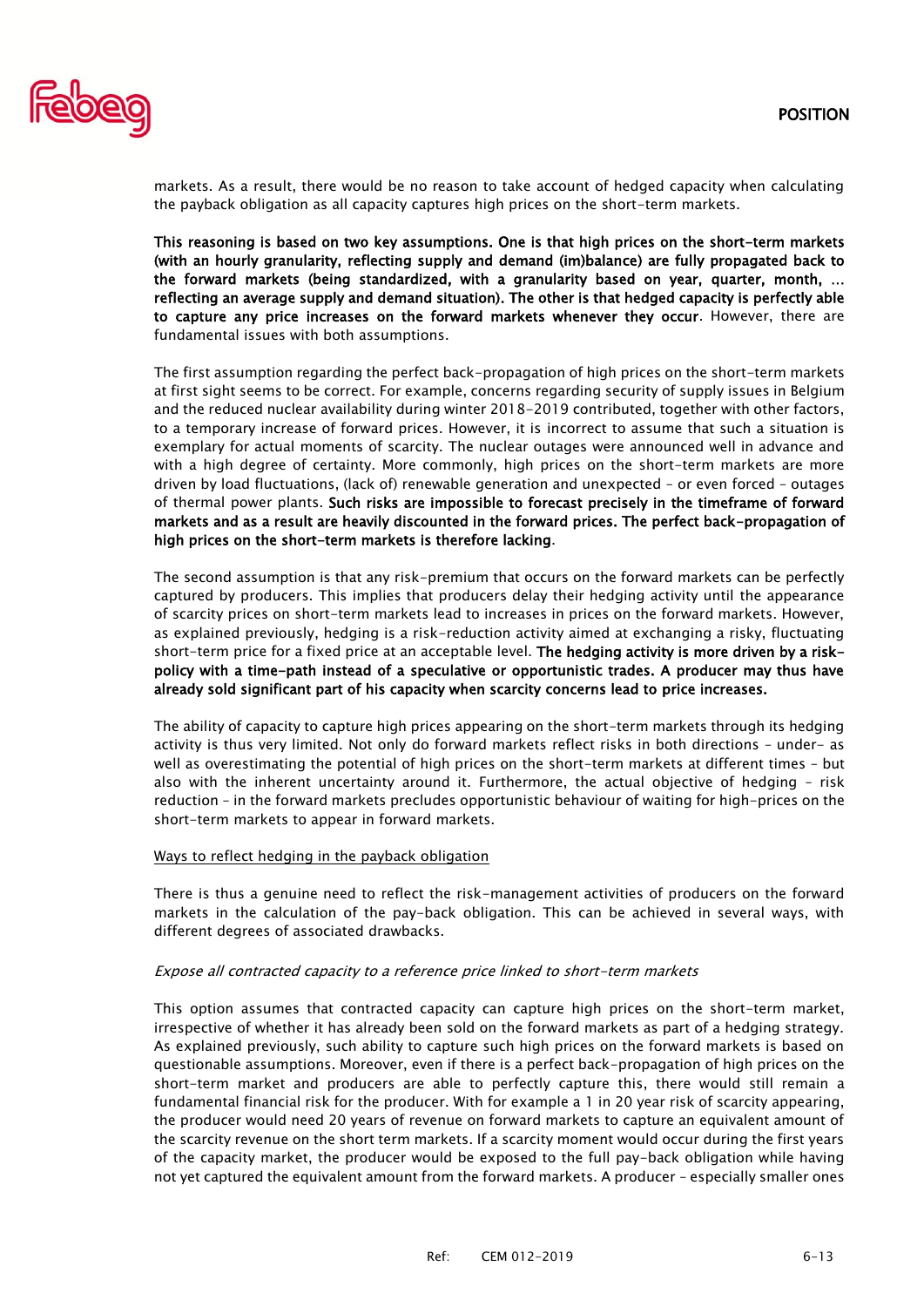markets. As a result, there would be no reason to take account of hedged capacity when calculating the payback obligation as all capacity captures high prices on the short-term markets.

**This reasoning is based on two key assumptions. One is that high prices on the short-term markets (with an hourly granularity, reflecting supply and demand (im)balance) are fully propagated back to the forward markets (being standardized, with a granularity based on year, quarter, month, … reflecting an average supply and demand situation). The other is that hedged capacity is perfectly able to capture any price increases on the forward markets whenever they occur**. However, there are fundamental issues with both assumptions.

The first assumption regarding the perfect back-propagation of high prices on the short-term markets at first sight seems to be correct. For example, concerns regarding security of supply issues in Belgium and the reduced nuclear availability during winter 2018-2019 contributed, together with other factors, to a temporary increase of forward prices. However, it is incorrect to assume that such a situation is exemplary for actual moments of scarcity. The nuclear outages were announced well in advance and with a high degree of certainty. More commonly, high prices on the short-term markets are more driven by load fluctuations, (lack of) renewable generation and unexpected – or even forced – outages of thermal power plants. **Such risks are impossible to forecast precisely in the timeframe of forward markets and as a result are heavily discounted in the forward prices. The perfect back-propagation of high prices on the short-term markets is therefore lacking**.

The second assumption is that any risk-premium that occurs on the forward markets can be perfectly captured by producers. This implies that producers delay their hedging activity until the appearance of scarcity prices on short-term markets lead to increases in prices on the forward markets. However, as explained previously, hedging is a risk-reduction activity aimed at exchanging a risky, fluctuating short-term price for a fixed price at an acceptable level. **The hedging activity is more driven by a risk-policy with a time-path instead of a speculative or opportunistic trades. A producer may thus have already sold significant part of his capacity when scarcity concerns lead to price increases.**

The ability of capacity to capture high prices appearing on the short-term markets through its hedging activity is thus very limited. Not only do forward markets reflect risks in both directions – under- as well as overestimating the potential of high prices on the short-term markets at different times – but also with the inherent uncertainty around it. Furthermore, the actual objective of hedging – risk reduction – in the forward markets precludes opportunistic behaviour of waiting for high-prices on the short-term markets to appear in forward markets.

<u>Ways to reflect hedging in the payback obligation</u>

There is thus a genuine need to reflect the risk-management activities of producers on the forward markets in the calculation of the pay-back obligation. This can be achieved in several ways, with different degrees of associated drawbacks.

*Expose all contracted capacity to a reference price linked to short-term markets*

This option assumes that contracted capacity can capture high prices on the short-term market, irrespective of whether it has already been sold on the forward markets as part of a hedging strategy. As explained previously, such ability to capture such high prices on the forward markets is based on questionable assumptions. Moreover, even if there is a perfect back-propagation of high prices on the short-term market and producers are able to perfectly capture this, there would still remain a fundamental financial risk for the producer. With for example a 1 in 20 year risk of scarcity appearing, the producer would need 20 years of revenue on forward markets to capture an equivalent amount of the scarcity revenue on the short term markets. If a scarcity moment would occur during the first years of the capacity market, the producer would be exposed to the full pay-back obligation while having not yet captured the equivalent amount from the forward markets. A producer – especially smaller ones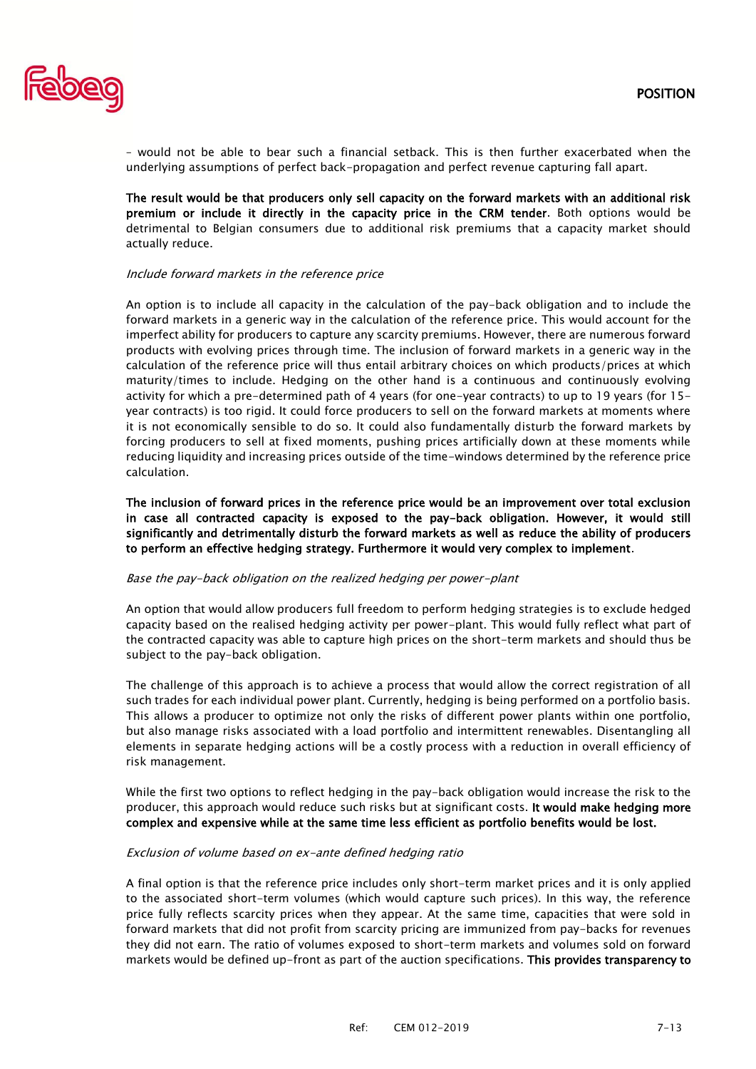– would not be able to bear such a financial setback. This is then further exacerbated when the underlying assumptions of perfect back-propagation and perfect revenue capturing fall apart.

**The result would be that producers only sell capacity on the forward markets with an additional risk premium or include it directly in the capacity price in the CRM tender**. Both options would be detrimental to Belgian consumers due to additional risk premiums that a capacity market should actually reduce.

*Include forward markets in the reference price*

An option is to include all capacity in the calculation of the pay-back obligation and to include the forward markets in a generic way in the calculation of the reference price. This would account for the imperfect ability for producers to capture any scarcity premiums. However, there are numerous forward products with evolving prices through time. The inclusion of forward markets in a generic way in the calculation of the reference price will thus entail arbitrary choices on which products/prices at which maturity/times to include. Hedging on the other hand is a continuous and continuously evolving activity for which a pre-determined path of 4 years (for one-year contracts) to up to 19 years (for 15-year contracts) is too rigid. It could force producers to sell on the forward markets at moments where it is not economically sensible to do so. It could also fundamentally disturb the forward markets by forcing producers to sell at fixed moments, pushing prices artificially down at these moments while reducing liquidity and increasing prices outside of the time-windows determined by the reference price calculation.

**The inclusion of forward prices in the reference price would be an improvement over total exclusion in case all contracted capacity is exposed to the pay-back obligation. However, it would still significantly and detrimentally disturb the forward markets as well as reduce the ability of producers to perform an effective hedging strategy. Furthermore it would very complex to implement**.

*Base the pay-back obligation on the realized hedging per power-plant*

An option that would allow producers full freedom to perform hedging strategies is to exclude hedged capacity based on the realised hedging activity per power-plant. This would fully reflect what part of the contracted capacity was able to capture high prices on the short-term markets and should thus be subject to the pay-back obligation.

The challenge of this approach is to achieve a process that would allow the correct registration of all such trades for each individual power plant. Currently, hedging is being performed on a portfolio basis. This allows a producer to optimize not only the risks of different power plants within one portfolio, but also manage risks associated with a load portfolio and intermittent renewables. Disentangling all elements in separate hedging actions will be a costly process with a reduction in overall efficiency of risk management.

While the first two options to reflect hedging in the pay-back obligation would increase the risk to the producer, this approach would reduce such risks but at significant costs. **It would make hedging more complex and expensive while at the same time less efficient as portfolio benefits would be lost.**

*Exclusion of volume based on ex-ante defined hedging ratio*

A final option is that the reference price includes only short-term market prices and it is only applied to the associated short-term volumes (which would capture such prices). In this way, the reference price fully reflects scarcity prices when they appear. At the same time, capacities that were sold in forward markets that did not profit from scarcity pricing are immunized from pay-backs for revenues they did not earn. The ratio of volumes exposed to short-term markets and volumes sold on forward markets would be defined up-front as part of the auction specifications. **This provides transparency to**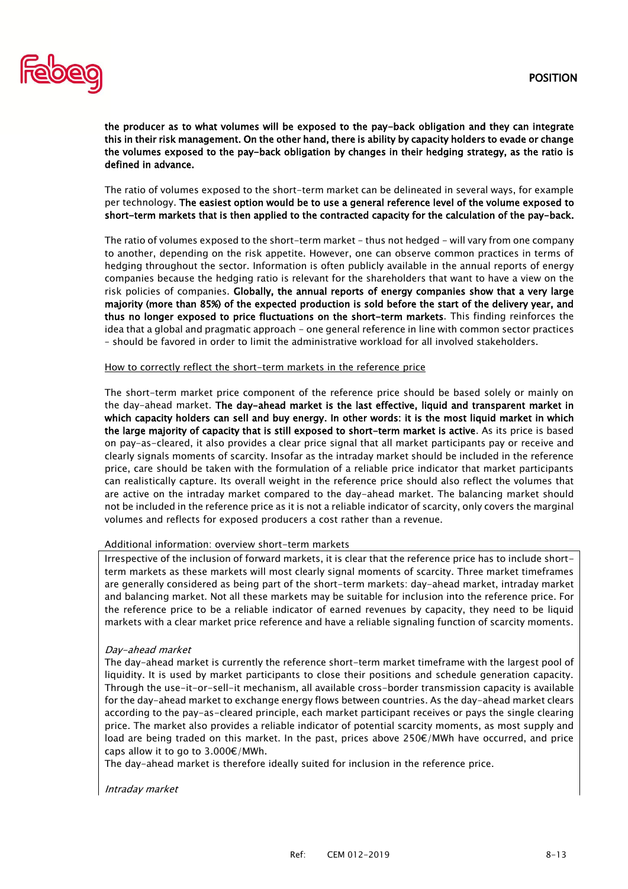**the producer as to what volumes will be exposed to the pay-back obligation and they can integrate this in their risk management. On the other hand, there is ability by capacity holders to evade or change the volumes exposed to the pay-back obligation by changes in their hedging strategy, as the ratio is defined in advance.**

The ratio of volumes exposed to the short-term market can be delineated in several ways, for example per technology. **The easiest option would be to use a general reference level of the volume exposed to short-term markets that is then applied to the contracted capacity for the calculation of the pay-back.**

The ratio of volumes exposed to the short-term market – thus not hedged – will vary from one company to another, depending on the risk appetite. However, one can observe common practices in terms of hedging throughout the sector. Information is often publicly available in the annual reports of energy companies because the hedging ratio is relevant for the shareholders that want to have a view on the risk policies of companies. **Globally, the annual reports of energy companies show that a very large majority (more than 85%) of the expected production is sold before the start of the delivery year, and thus no longer exposed to price fluctuations on the short-term markets**. This finding reinforces the idea that a global and pragmatic approach – one general reference in line with common sector practices – should be favored in order to limit the administrative workload for all involved stakeholders.

<u>How to correctly reflect the short-term markets in the reference price</u>

The short-term market price component of the reference price should be based solely or mainly on the day-ahead market. **The day-ahead market is the last effective, liquid and transparent market in which capacity holders can sell and buy energy. In other words: it is the most liquid market in which the large majority of capacity that is still exposed to short-term market is active**. As its price is based on pay-as-cleared, it also provides a clear price signal that all market participants pay or receive and clearly signals moments of scarcity. Insofar as the intraday market should be included in the reference price, care should be taken with the formulation of a reliable price indicator that market participants can realistically capture. Its overall weight in the reference price should also reflect the volumes that are active on the intraday market compared to the day-ahead market. The balancing market should not be included in the reference price as it is not a reliable indicator of scarcity, only covers the marginal volumes and reflects for exposed producers a cost rather than a revenue.

Additional information: overview short-term markets

Irrespective of the inclusion of forward markets, it is clear that the reference price has to include short-term markets as these markets will most clearly signal moments of scarcity. Three market timeframes are generally considered as being part of the short-term markets: day-ahead market, intraday market and balancing market. Not all these markets may be suitable for inclusion into the reference price. For the reference price to be a reliable indicator of earned revenues by capacity, they need to be liquid markets with a clear market price reference and have a reliable signaling function of scarcity moments.

*Day-ahead market*

The day-ahead market is currently the reference short-term market timeframe with the largest pool of liquidity. It is used by market participants to close their positions and schedule generation capacity. Through the use-it-or-sell-it mechanism, all available cross-border transmission capacity is available for the day-ahead market to exchange energy flows between countries. As the day-ahead market clears according to the pay-as-cleared principle, each market participant receives or pays the single clearing price. The market also provides a reliable indicator of potential scarcity moments, as most supply and load are being traded on this market. In the past, prices above 250€/MWh have occurred, and price caps allow it to go to 3.000€/MWh.

The day-ahead market is therefore ideally suited for inclusion in the reference price.

*Intraday market*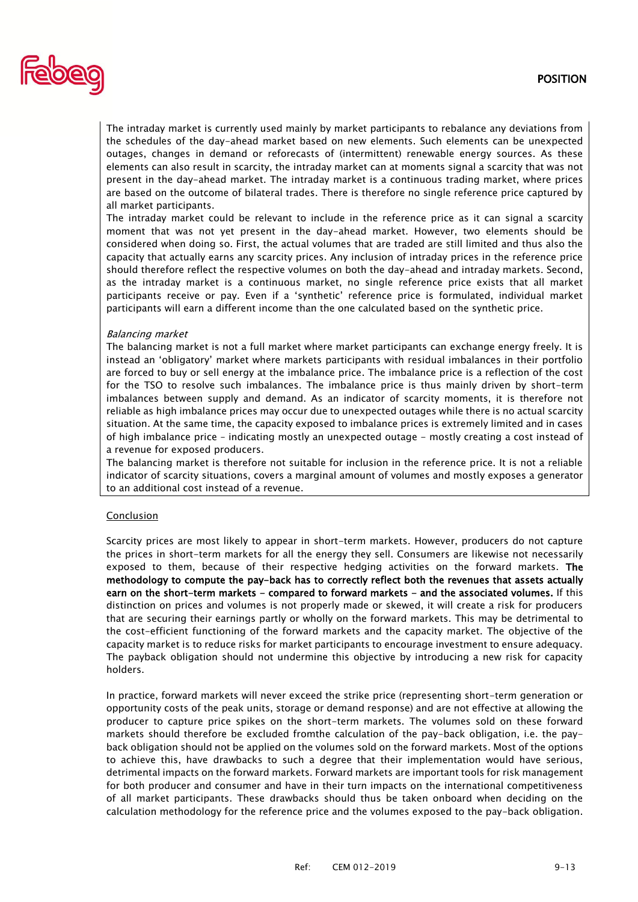The intraday market is currently used mainly by market participants to rebalance any deviations from the schedules of the day-ahead market based on new elements. Such elements can be unexpected outages, changes in demand or reforecasts of (intermittent) renewable energy sources. As these elements can also result in scarcity, the intraday market can at moments signal a scarcity that was not present in the day-ahead market. The intraday market is a continuous trading market, where prices are based on the outcome of bilateral trades. There is therefore no single reference price captured by all market participants.

The intraday market could be relevant to include in the reference price as it can signal a scarcity moment that was not yet present in the day-ahead market. However, two elements should be considered when doing so. First, the actual volumes that are traded are still limited and thus also the capacity that actually earns any scarcity prices. Any inclusion of intraday prices in the reference price should therefore reflect the respective volumes on both the day-ahead and intraday markets. Second, as the intraday market is a continuous market, no single reference price exists that all market participants receive or pay. Even if a 'synthetic' reference price is formulated, individual market participants will earn a different income than the one calculated based on the synthetic price.

*Balancing market*

The balancing market is not a full market where market participants can exchange energy freely. It is instead an 'obligatory' market where markets participants with residual imbalances in their portfolio are forced to buy or sell energy at the imbalance price. The imbalance price is a reflection of the cost for the TSO to resolve such imbalances. The imbalance price is thus mainly driven by short-term imbalances between supply and demand. As an indicator of scarcity moments, it is therefore not reliable as high imbalance prices may occur due to unexpected outages while there is no actual scarcity situation. At the same time, the capacity exposed to imbalance prices is extremely limited and in cases of high imbalance price – indicating mostly an unexpected outage – mostly creating a cost instead of a revenue for exposed producers.

The balancing market is therefore not suitable for inclusion in the reference price. It is not a reliable indicator of scarcity situations, covers a marginal amount of volumes and mostly exposes a generator to an additional cost instead of a revenue.

Conclusion

Scarcity prices are most likely to appear in short-term markets. However, producers do not capture the prices in short-term markets for all the energy they sell. Consumers are likewise not necessarily exposed to them, because of their respective hedging activities on the forward markets. **The methodology to compute the pay-back has to correctly reflect both the revenues that assets actually earn on the short-term markets – compared to forward markets – and the associated volumes.** If this distinction on prices and volumes is not properly made or skewed, it will create a risk for producers that are securing their earnings partly or wholly on the forward markets. This may be detrimental to the cost-efficient functioning of the forward markets and the capacity market. The objective of the capacity market is to reduce risks for market participants to encourage investment to ensure adequacy. The payback obligation should not undermine this objective by introducing a new risk for capacity holders.

In practice, forward markets will never exceed the strike price (representing short-term generation or opportunity costs of the peak units, storage or demand response) and are not effective at allowing the producer to capture price spikes on the short-term markets. The volumes sold on these forward markets should therefore be excluded fromthe calculation of the pay-back obligation, i.e. the pay-back obligation should not be applied on the volumes sold on the forward markets. Most of the options to achieve this, have drawbacks to such a degree that their implementation would have serious, detrimental impacts on the forward markets. Forward markets are important tools for risk management for both producer and consumer and have in their turn impacts on the international competitiveness of all market participants. These drawbacks should thus be taken onboard when deciding on the calculation methodology for the reference price and the volumes exposed to the pay-back obligation.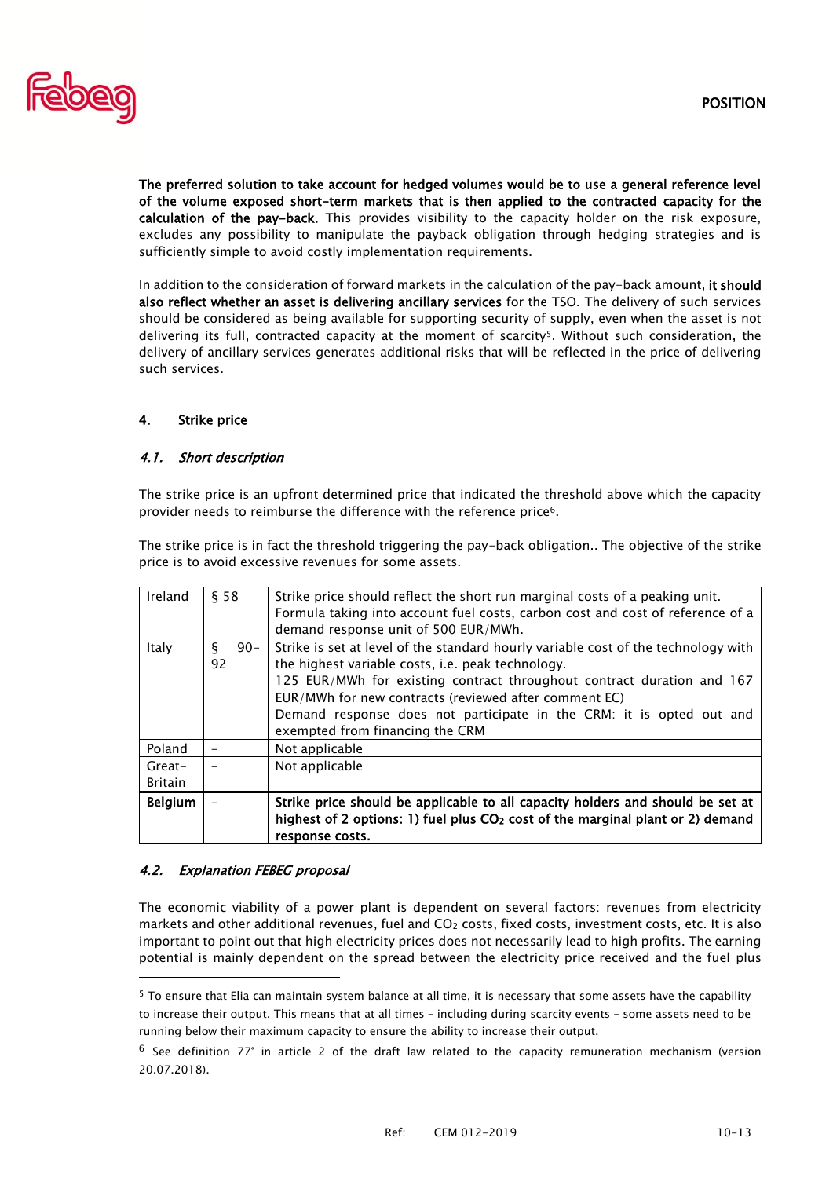**The preferred solution to take account for hedged volumes would be to use a general reference level of the volume exposed short-term markets that is then applied to the contracted capacity for the calculation of the pay-back.** This provides visibility to the capacity holder on the risk exposure, excludes any possibility to manipulate the payback obligation through hedging strategies and is sufficiently simple to avoid costly implementation requirements.

In addition to the consideration of forward markets in the calculation of the pay-back amount, **it should also reflect whether an asset is delivering ancillary services** for the TSO. The delivery of such services should be considered as being available for supporting security of supply, even when the asset is not delivering its full, contracted capacity at the moment of scarcity[5]. Without such consideration, the delivery of ancillary services generates additional risks that will be reflected in the price of delivering such services.

## 4. Strike price

### *4.1. Short description*

The strike price is an upfront determined price that indicated the threshold above which the capacity provider needs to reimburse the difference with the reference price[6].

The strike price is in fact the threshold triggering the pay-back obligation.. The objective of the strike price is to avoid excessive revenues for some assets.

| Ireland | § 58 | Strike price should reflect the short run marginal costs of a peaking unit. Formula taking into account fuel costs, carbon cost and cost of reference of a demand response unit of 500 EUR/MWh. |
|---|---|---|
| Italy | § 90-92 | Strike is set at level of the standard hourly variable cost of the technology with the highest variable costs, i.e. peak technology. 125 EUR/MWh for existing contract throughout contract duration and 167 EUR/MWh for new contracts (reviewed after comment EC) Demand response does not participate in the CRM: it is opted out and exempted from financing the CRM |
| Poland | - | Not applicable |
| Great-Britain | - | Not applicable |
| **Belgium** | - | **Strike price should be applicable to all capacity holders and should be set at highest of 2 options: 1) fuel plus $CO_2$ cost of the marginal plant or 2) demand response costs.** |

### *4.2. Explanation FEBEG proposal*

The economic viability of a power plant is dependent on several factors: revenues from electricity markets and other additional revenues, fuel and $CO_2$ costs, fixed costs, investment costs, etc. It is also important to point out that high electricity prices does not necessarily lead to high profits. The earning potential is mainly dependent on the spread between the electricity price received and the fuel plus

---

[5] To ensure that Elia can maintain system balance at all time, it is necessary that some assets have the capability to increase their output. This means that at all times – including during scarcity events – some assets need to be running below their maximum capacity to ensure the ability to increase their output.

[6] See definition 77° in article 2 of the draft law related to the capacity remuneration mechanism (version 20.07.2018).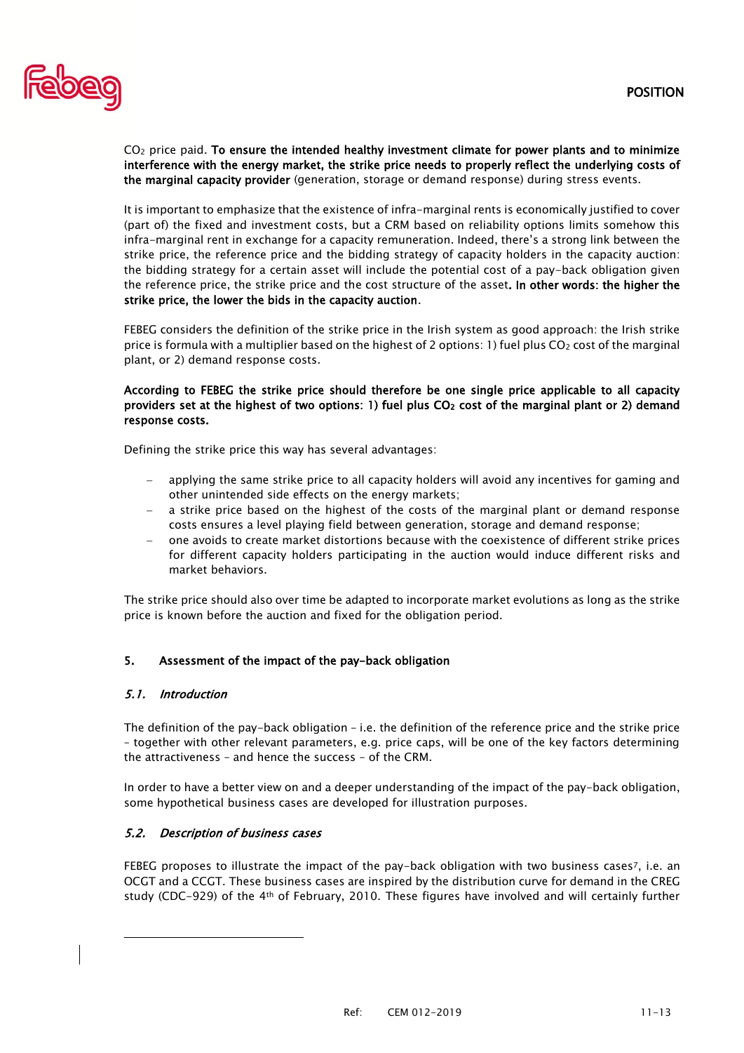$CO_2$ price paid. **To ensure the intended healthy investment climate for power plants and to minimize interference with the energy market, the strike price needs to properly reflect the underlying costs of the marginal capacity provider** (generation, storage or demand response) during stress events.

It is important to emphasize that the existence of infra-marginal rents is economically justified to cover (part of) the fixed and investment costs, but a CRM based on reliability options limits somehow this infra-marginal rent in exchange for a capacity remuneration. Indeed, there's a strong link between the strike price, the reference price and the bidding strategy of capacity holders in the capacity auction: the bidding strategy for a certain asset will include the potential cost of a pay-back obligation given the reference price, the strike price and the cost structure of the asset**. In other words: the higher the strike price, the lower the bids in the capacity auction**.

FEBEG considers the definition of the strike price in the Irish system as good approach: the Irish strike price is formula with a multiplier based on the highest of 2 options: 1) fuel plus $CO_2$ cost of the marginal plant, or 2) demand response costs.

**According to FEBEG the strike price should therefore be one single price applicable to all capacity providers set at the highest of two options: 1) fuel plus $CO_2$ cost of the marginal plant or 2) demand response costs.**

Defining the strike price this way has several advantages:

- applying the same strike price to all capacity holders will avoid any incentives for gaming and other unintended side effects on the energy markets;
- a strike price based on the highest of the costs of the marginal plant or demand response costs ensures a level playing field between generation, storage and demand response;
- one avoids to create market distortions because with the coexistence of different strike prices for different capacity holders participating in the auction would induce different risks and market behaviors.

The strike price should also over time be adapted to incorporate market evolutions as long as the strike price is known before the auction and fixed for the obligation period.

## 5. Assessment of the impact of the pay-back obligation

### *5.1. Introduction*

The definition of the pay-back obligation – i.e. the definition of the reference price and the strike price – together with other relevant parameters, e.g. price caps, will be one of the key factors determining the attractiveness – and hence the success – of the CRM.

In order to have a better view on and a deeper understanding of the impact of the pay-back obligation, some hypothetical business cases are developed for illustration purposes.

### *5.2. Description of business cases*

FEBEG proposes to illustrate the impact of the pay-back obligation with two business cases[7], i.e. an OCGT and a CCGT. These business cases are inspired by the distribution curve for demand in the CREG study (CDC-929) of the 4th of February, 2010. These figures have involved and will certainly further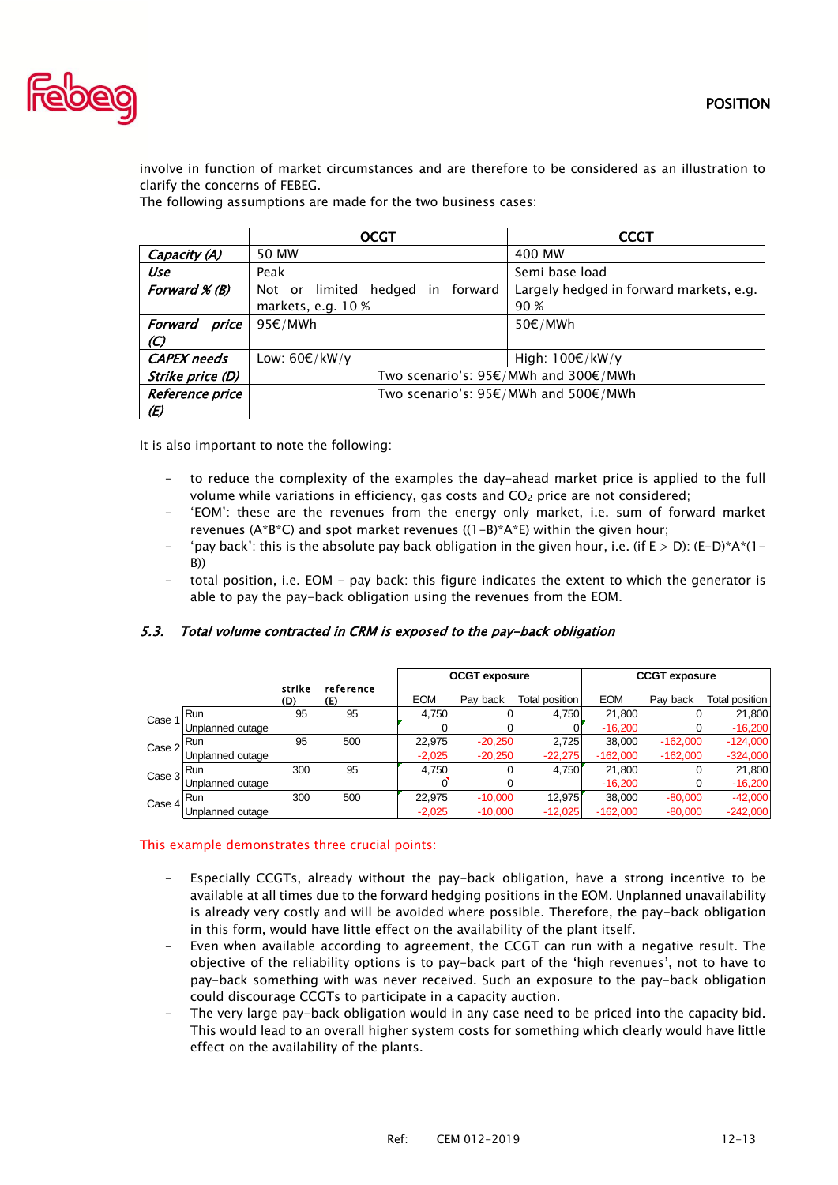involve in function of market circumstances and are therefore to be considered as an illustration to clarify the concerns of FEBEG.

The following assumptions are made for the two business cases:

| | OCGT | CCGT |
|---|---|---|
| ***Capacity (A)*** | 50 MW | 400 MW |
| ***Use*** | Peak | Semi base load |
| ***Forward % (B)*** | Not or limited hedged in forward markets, e.g. 10 % | Largely hedged in forward markets, e.g. 90 % |
| ***Forward price (C)*** | 95€/MWh | 50€/MWh |
| ***CAPEX needs*** | Low: 60€/kW/y | High: 100€/kW/y |
| ***Strike price (D)*** | Two scenario's: 95€/MWh and 300€/MWh | |
| ***Reference price (E)*** | Two scenario's: 95€/MWh and 500€/MWh | |

It is also important to note the following:

- to reduce the complexity of the examples the day-ahead market price is applied to the full volume while variations in efficiency, gas costs and $CO_2$ price are not considered;
- 'EOM': these are the revenues from the energy only market, i.e. sum of forward market revenues (A\*B\*C) and spot market revenues ((1-B)\*A\*E) within the given hour;
- 'pay back': this is the absolute pay back obligation in the given hour, i.e. (if E > D): (E-D)\*A\*(1-B))
- total position, i.e. EOM - pay back: this figure indicates the extent to which the generator is able to pay the pay-back obligation using the revenues from the EOM.

### 5.3. *Total volume contracted in CRM is exposed to the pay-back obligation*

| | | strike (D) | reference (E) | OCGT exposure | | | CCGT exposure | | |
|---|---|---|---|---|---|---|---|---|---|
| | | | | EOM | Pay back | Total position | EOM | Pay back | Total position |
| Case 1 | Run | 95 | 95 | 4,750 | 0 | 4,750 | 21,800 | 0 | 21,800 |
| | Unplanned outage | | | 0 | 0 | 0 | -16,200 | 0 | -16,200 |
| Case 2 | Run | 95 | 500 | 22,975 | -20,250 | 2,725 | 38,000 | -162,000 | -124,000 |
| | Unplanned outage | | | -2,025 | -20,250 | -22,275 | -162,000 | -162,000 | -324,000 |
| Case 3 | Run | 300 | 95 | 4,750 | 0 | 4,750 | 21,800 | 0 | 21,800 |
| | Unplanned outage | | | 0 | 0 | | -16,200 | 0 | -16,200 |
| Case 4 | Run | 300 | 500 | 22,975 | -10,000 | 12,975 | 38,000 | -80,000 | -42,000 |
| | Unplanned outage | | | -2,025 | -10,000 | -12,025 | -162,000 | -80,000 | -242,000 |

This example demonstrates three crucial points:

- Especially CCGTs, already without the pay-back obligation, have a strong incentive to be available at all times due to the forward hedging positions in the EOM. Unplanned unavailability is already very costly and will be avoided where possible. Therefore, the pay-back obligation in this form, would have little effect on the availability of the plant itself.
- Even when available according to agreement, the CCGT can run with a negative result. The objective of the reliability options is to pay-back part of the 'high revenues', not to have to pay-back something with was never received. Such an exposure to the pay-back obligation could discourage CCGTs to participate in a capacity auction.
- The very large pay-back obligation would in any case need to be priced into the capacity bid. This would lead to an overall higher system costs for something which clearly would have little effect on the availability of the plants.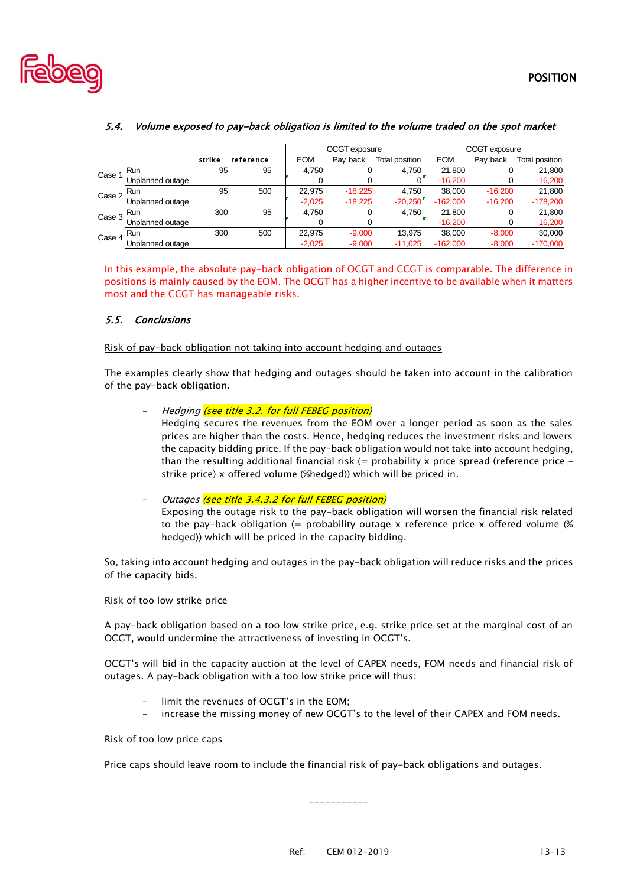### 5.4. *Volume exposed to pay-back obligation is limited to the volume traded on the spot market*

| | | strike | reference | OCGT exposure EOM | OCGT exposure Pay back | OCGT exposure Total position | CCGT exposure EOM | CCGT exposure Pay back | CCGT exposure Total position |
|---|---|---|---|---|---|---|---|---|---|
| Case 1 | Run | 95 | 95 | 4,750 | 0 | 4,750 | 21,800 | 0 | 21,800 |
| | Unplanned outage | | | 0 | 0 | 0 | -16,200 | 0 | -16,200 |
| Case 2 | Run | 95 | 500 | 22,975 | -18,225 | 4,750 | 38,000 | -16,200 | 21,800 |
| | Unplanned outage | | | -2,025 | -18,225 | -20,250 | -162,000 | -16,200 | -178,200 |
| Case 3 | Run | 300 | 95 | 4,750 | 0 | 4,750 | 21,800 | 0 | 21,800 |
| | Unplanned outage | | | 0 | 0 | | -16,200 | 0 | -16,200 |
| Case 4 | Run | 300 | 500 | 22,975 | -9,000 | 13,975 | 38,000 | -8,000 | 30,000 |
| | Unplanned outage | | | -2,025 | -9,000 | -11,025 | -162,000 | -8,000 | -170,000 |

In this example, the absolute pay-back obligation of OCGT and CCGT is comparable. The difference in positions is mainly caused by the EOM. The OCGT has a higher incentive to be available when it matters most and the CCGT has manageable risks.

### 5.5. *Conclusions*

Risk of pay-back obligation not taking into account hedging and outages

The examples clearly show that hedging and outages should be taken into account in the calibration of the pay-back obligation.

- *Hedging (see title 3.2. for full FEBEG position)*
  Hedging secures the revenues from the EOM over a longer period as soon as the sales prices are higher than the costs. Hence, hedging reduces the investment risks and lowers the capacity bidding price. If the pay-back obligation would not take into account hedging, than the resulting additional financial risk (= probability x price spread (reference price – strike price) x offered volume (%hedged)) which will be priced in.

- *Outages (see title 3.4.3.2 for full FEBEG position)*
  Exposing the outage risk to the pay-back obligation will worsen the financial risk related to the pay-back obligation (= probability outage x reference price x offered volume (% hedged)) which will be priced in the capacity bidding.

So, taking into account hedging and outages in the pay-back obligation will reduce risks and the prices of the capacity bids.

Risk of too low strike price

A pay-back obligation based on a too low strike price, e.g. strike price set at the marginal cost of an OCGT, would undermine the attractiveness of investing in OCGT's.

OCGT's will bid in the capacity auction at the level of CAPEX needs, FOM needs and financial risk of outages. A pay-back obligation with a too low strike price will thus:

- limit the revenues of OCGT's in the EOM;
- increase the missing money of new OCGT's to the level of their CAPEX and FOM needs.

Risk of too low price caps

Price caps should leave room to include the financial risk of pay-back obligations and outages.

-----------